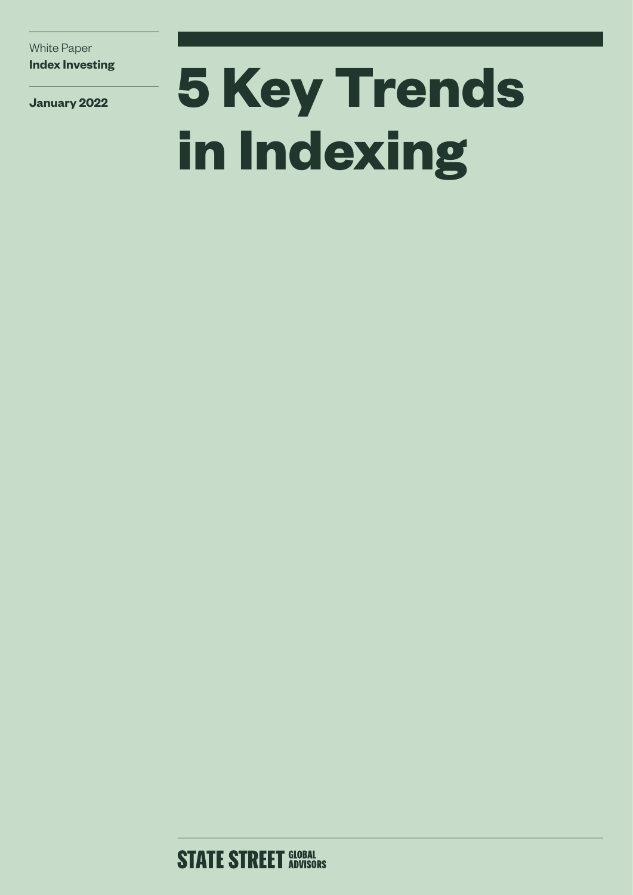White Paper
**Index Investing**

**January 2022**

# 5 Key Trends in Indexing

STATE STREET GLOBAL ADVISORS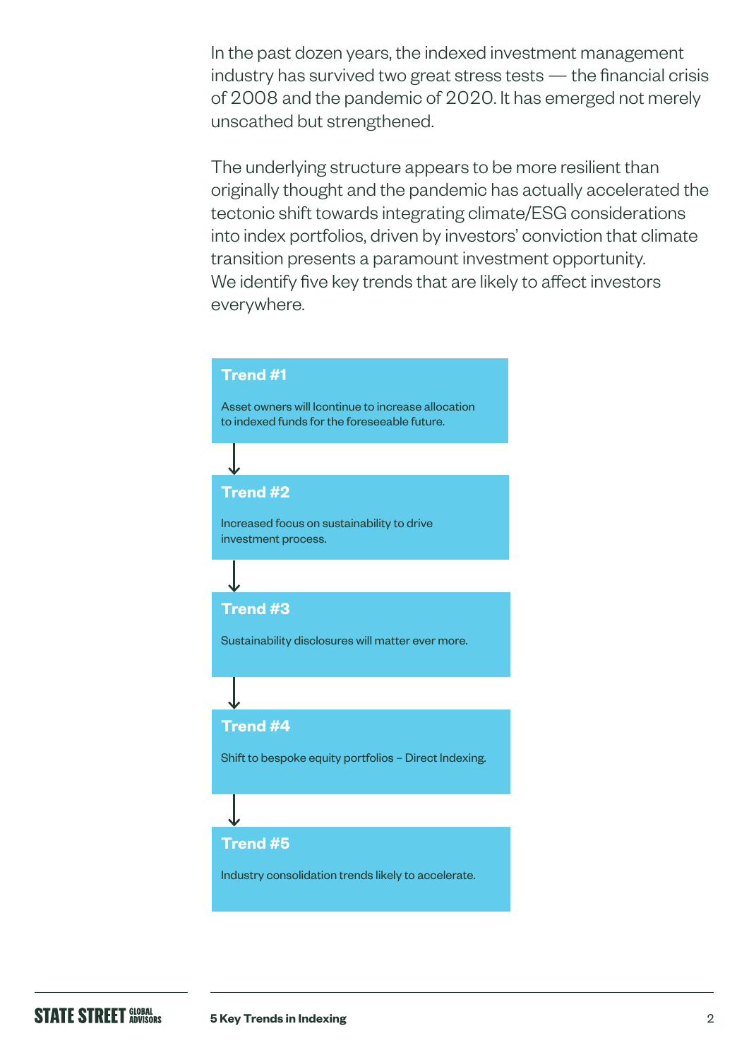In the past dozen years, the indexed investment management industry has survived two great stress tests — the financial crisis of 2008 and the pandemic of 2020. It has emerged not merely unscathed but strengthened.

The underlying structure appears to be more resilient than originally thought and the pandemic has actually accelerated the tectonic shift towards integrating climate/ESG considerations into index portfolios, driven by investors' conviction that climate transition presents a paramount investment opportunity. We identify five key trends that are likely to affect investors everywhere.

**Trend #1**

Asset owners will lcontinue to increase allocation to indexed funds for the foreseeable future.

**Trend #2**

Increased focus on sustainability to drive investment process.

**Trend #3**

Sustainability disclosures will matter ever more.

**Trend #4**

Shift to bespoke equity portfolios – Direct Indexing.

**Trend #5**

Industry consolidation trends likely to accelerate.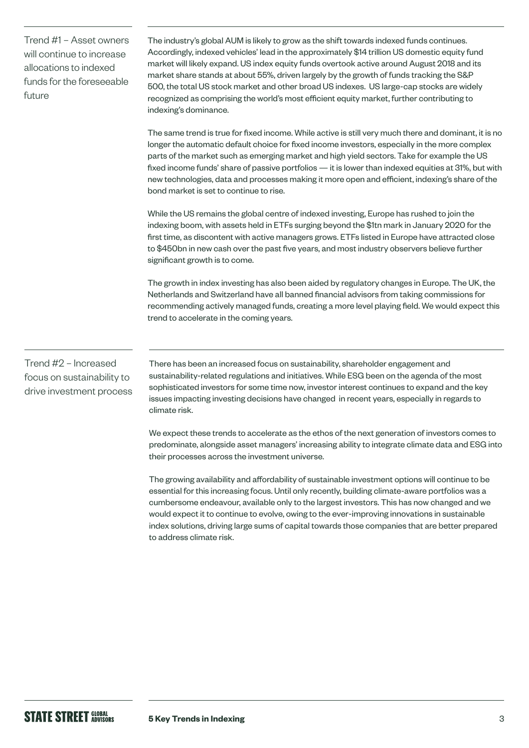## Trend #1 – Asset owners will continue to increase allocations to indexed funds for the foreseeable future

The industry's global AUM is likely to grow as the shift towards indexed funds continues. Accordingly, indexed vehicles' lead in the approximately $14 trillion US domestic equity fund market will likely expand. US index equity funds overtook active around August 2018 and its market share stands at about 55%, driven largely by the growth of funds tracking the S&P 500, the total US stock market and other broad US indexes. US large-cap stocks are widely recognized as comprising the world's most efficient equity market, further contributing to indexing's dominance.

The same trend is true for fixed income. While active is still very much there and dominant, it is no longer the automatic default choice for fixed income investors, especially in the more complex parts of the market such as emerging market and high yield sectors. Take for example the US fixed income funds' share of passive portfolios — it is lower than indexed equities at 31%, but with new technologies, data and processes making it more open and efficient, indexing's share of the bond market is set to continue to rise.

While the US remains the global centre of indexed investing, Europe has rushed to join the indexing boom, with assets held in ETFs surging beyond the $1tn mark in January 2020 for the first time, as discontent with active managers grows. ETFs listed in Europe have attracted close to $450bn in new cash over the past five years, and most industry observers believe further significant growth is to come.

The growth in index investing has also been aided by regulatory changes in Europe. The UK, the Netherlands and Switzerland have all banned financial advisors from taking commissions for recommending actively managed funds, creating a more level playing field. We would expect this trend to accelerate in the coming years.

## Trend #2 – Increased focus on sustainability to drive investment process

There has been an increased focus on sustainability, shareholder engagement and sustainability-related regulations and initiatives. While ESG been on the agenda of the most sophisticated investors for some time now, investor interest continues to expand and the key issues impacting investing decisions have changed in recent years, especially in regards to climate risk.

We expect these trends to accelerate as the ethos of the next generation of investors comes to predominate, alongside asset managers' increasing ability to integrate climate data and ESG into their processes across the investment universe.

The growing availability and affordability of sustainable investment options will continue to be essential for this increasing focus. Until only recently, building climate-aware portfolios was a cumbersome endeavour, available only to the largest investors. This has now changed and we would expect it to continue to evolve, owing to the ever-improving innovations in sustainable index solutions, driving large sums of capital towards those companies that are better prepared to address climate risk.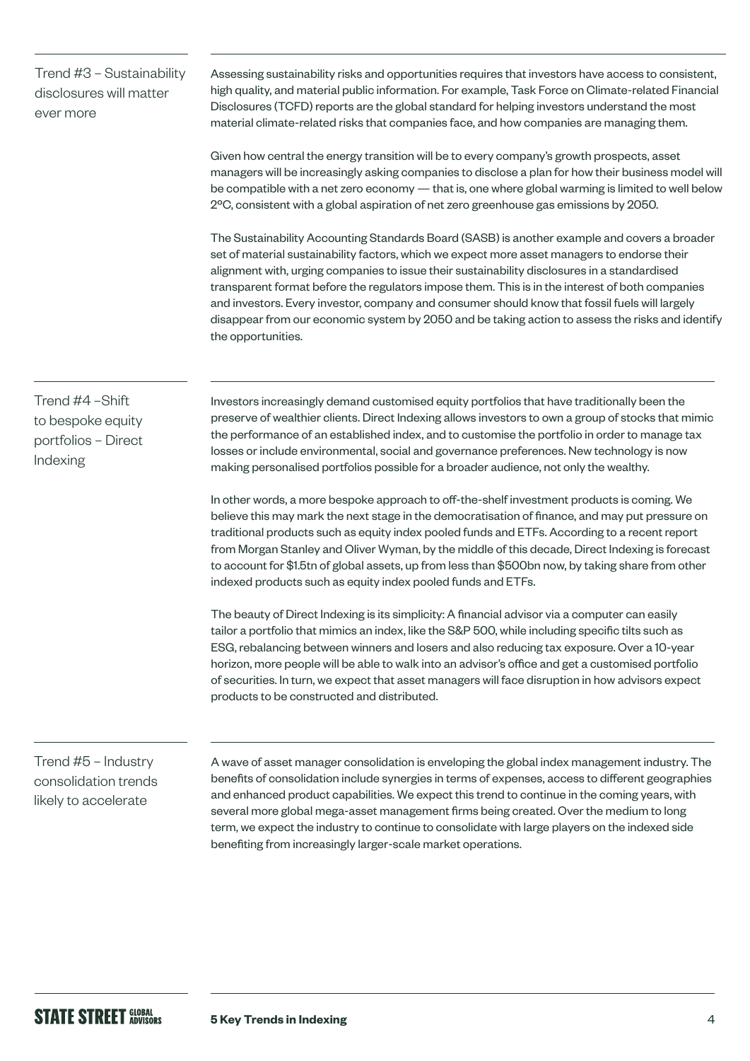## Trend #3 – Sustainability disclosures will matter ever more

Assessing sustainability risks and opportunities requires that investors have access to consistent, high quality, and material public information. For example, Task Force on Climate-related Financial Disclosures (TCFD) reports are the global standard for helping investors understand the most material climate-related risks that companies face, and how companies are managing them.

Given how central the energy transition will be to every company's growth prospects, asset managers will be increasingly asking companies to disclose a plan for how their business model will be compatible with a net zero economy — that is, one where global warming is limited to well below 2ºC, consistent with a global aspiration of net zero greenhouse gas emissions by 2050.

The Sustainability Accounting Standards Board (SASB) is another example and covers a broader set of material sustainability factors, which we expect more asset managers to endorse their alignment with, urging companies to issue their sustainability disclosures in a standardised transparent format before the regulators impose them. This is in the interest of both companies and investors. Every investor, company and consumer should know that fossil fuels will largely disappear from our economic system by 2050 and be taking action to assess the risks and identify the opportunities.

## Trend #4 –Shift to bespoke equity portfolios – Direct Indexing

Investors increasingly demand customised equity portfolios that have traditionally been the preserve of wealthier clients. Direct Indexing allows investors to own a group of stocks that mimic the performance of an established index, and to customise the portfolio in order to manage tax losses or include environmental, social and governance preferences. New technology is now making personalised portfolios possible for a broader audience, not only the wealthy.

In other words, a more bespoke approach to off-the-shelf investment products is coming. We believe this may mark the next stage in the democratisation of finance, and may put pressure on traditional products such as equity index pooled funds and ETFs. According to a recent report from Morgan Stanley and Oliver Wyman, by the middle of this decade, Direct Indexing is forecast to account for $1.5tn of global assets, up from less than $500bn now, by taking share from other indexed products such as equity index pooled funds and ETFs.

The beauty of Direct Indexing is its simplicity: A financial advisor via a computer can easily tailor a portfolio that mimics an index, like the S&P 500, while including specific tilts such as ESG, rebalancing between winners and losers and also reducing tax exposure. Over a 10-year horizon, more people will be able to walk into an advisor's office and get a customised portfolio of securities. In turn, we expect that asset managers will face disruption in how advisors expect products to be constructed and distributed.

## Trend #5 – Industry consolidation trends likely to accelerate

A wave of asset manager consolidation is enveloping the global index management industry. The benefits of consolidation include synergies in terms of expenses, access to different geographies and enhanced product capabilities. We expect this trend to continue in the coming years, with several more global mega-asset management firms being created. Over the medium to long term, we expect the industry to continue to consolidate with large players on the indexed side benefiting from increasingly larger-scale market operations.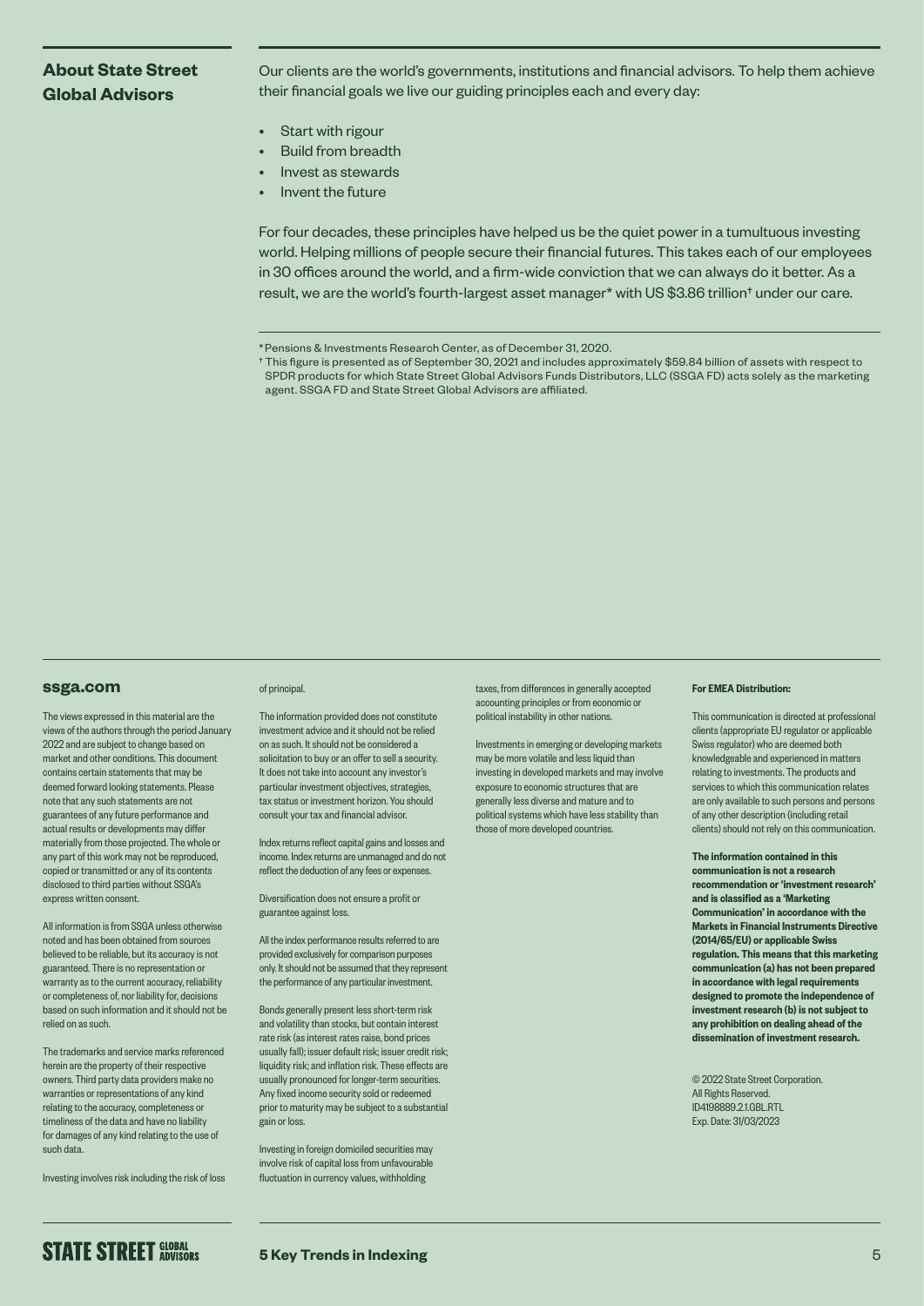## About State Street Global Advisors

Our clients are the world's governments, institutions and financial advisors. To help them achieve their financial goals we live our guiding principles each and every day:

- Start with rigour
- Build from breadth
- Invest as stewards
- Invent the future

For four decades, these principles have helped us be the quiet power in a tumultuous investing world. Helping millions of people secure their financial futures. This takes each of our employees in 30 offices around the world, and a firm-wide conviction that we can always do it better. As a result, we are the world's fourth-largest asset manager* with US $3.86 trillion† under our care.

* Pensions & Investments Research Center, as of December 31, 2020.

† This figure is presented as of September 30, 2021 and includes approximately $59.84 billion of assets with respect to SPDR products for which State Street Global Advisors Funds Distributors, LLC (SSGA FD) acts solely as the marketing agent. SSGA FD and State Street Global Advisors are affiliated.

**ssga.com**

The views expressed in this material are the views of the authors through the period January 2022 and are subject to change based on market and other conditions. This document contains certain statements that may be deemed forward looking statements. Please note that any such statements are not guarantees of any future performance and actual results or developments may differ materially from those projected. The whole or any part of this work may not be reproduced, copied or transmitted or any of its contents disclosed to third parties without SSGA's express written consent.

All information is from SSGA unless otherwise noted and has been obtained from sources believed to be reliable, but its accuracy is not guaranteed. There is no representation or warranty as to the current accuracy, reliability or completeness of, nor liability for, decisions based on such information and it should not be relied on as such.

The trademarks and service marks referenced herein are the property of their respective owners. Third party data providers make no warranties or representations of any kind relating to the accuracy, completeness or timeliness of the data and have no liability for damages of any kind relating to the use of such data.

Investing involves risk including the risk of loss of principal.

The information provided does not constitute investment advice and it should not be relied on as such. It should not be considered a solicitation to buy or an offer to sell a security. It does not take into account any investor's particular investment objectives, strategies, tax status or investment horizon. You should consult your tax and financial advisor.

Index returns reflect capital gains and losses and income. Index returns are unmanaged and do not reflect the deduction of any fees or expenses.

Diversification does not ensure a profit or guarantee against loss.

All the index performance results referred to are provided exclusively for comparison purposes only. It should not be assumed that they represent the performance of any particular investment.

Bonds generally present less short-term risk and volatility than stocks, but contain interest rate risk (as interest rates raise, bond prices usually fall); issuer default risk; issuer credit risk; liquidity risk; and inflation risk. These effects are usually pronounced for longer-term securities. Any fixed income security sold or redeemed prior to maturity may be subject to a substantial gain or loss.

Investing in foreign domiciled securities may involve risk of capital loss from unfavourable fluctuation in currency values, withholding taxes, from differences in generally accepted accounting principles or from economic or political instability in other nations.

Investments in emerging or developing markets may be more volatile and less liquid than investing in developed markets and may involve exposure to economic structures that are generally less diverse and mature and to political systems which have less stability than those of more developed countries.

**For EMEA Distribution:**

This communication is directed at professional clients (appropriate EU regulator or applicable Swiss regulator) who are deemed both knowledgeable and experienced in matters relating to investments. The products and services to which this communication relates are only available to such persons and persons of any other description (including retail clients) should not rely on this communication.

**The information contained in this communication is not a research recommendation or 'investment research' and is classified as a 'Marketing Communication' in accordance with the Markets in Financial Instruments Directive (2014/65/EU) or applicable Swiss regulation. This means that this marketing communication (a) has not been prepared in accordance with legal requirements designed to promote the independence of investment research (b) is not subject to any prohibition on dealing ahead of the dissemination of investment research.**

© 2022 State Street Corporation.
All Rights Reserved.
ID4198889.2.1.GBL.RTL
Exp. Date: 31/03/2023